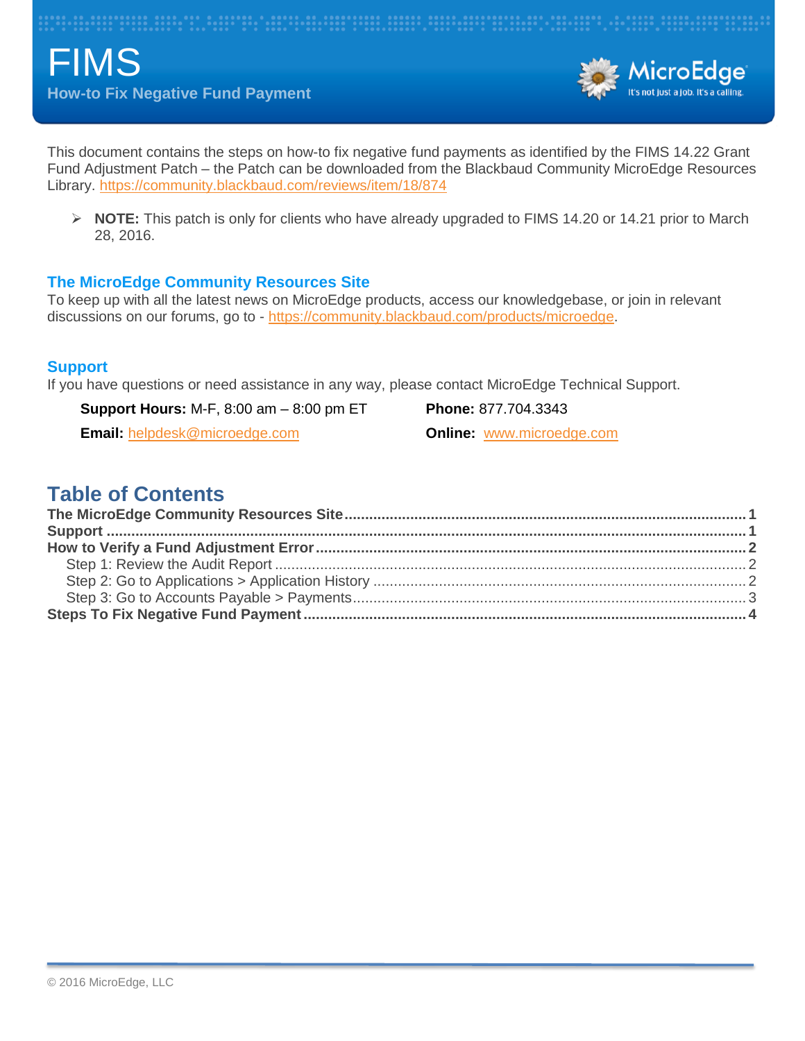# FIMS

**How-to Fix Negative Fund Payment**

This document contains the steps on how-to fix negative fund payments as identified by the FIMS 14.22 Grant Fund Adjustment Patch – the Patch can be downloaded from the Blackbaud Community MicroEdge Resources Library. https://community.blackbaud.com/reviews/item/18/874

- **NOTE:** This patch is only for clients who have already upgraded to FIMS 14.20 or 14.21 prior to March 28, 2016.

## The MicroEdge Community Resources Site

To keep up with all the latest news on MicroEdge products, access our knowledgebase, or join in relevant discussions on our forums, go to - https://community.blackbaud.com/products/microedge.

## Support

If you have questions or need assistance in any way, please contact MicroEdge Technical Support.

**Support Hours:** M-F, 8:00 am – 8:00 pm ET

**Phone:** 877.704.3343

**Email:** helpdesk@microedge.com

**Online:** www.microedge.com

## Table of Contents

**The MicroEdge Community Resources Site** .......... **1**
**Support** .......... **1**
**How to Verify a Fund Adjustment Error** .......... **2**
 Step 1: Review the Audit Report .......... 2
 Step 2: Go to Applications > Application History .......... 2
 Step 3: Go to Accounts Payable > Payments .......... 3
**Steps To Fix Negative Fund Payment** .......... **4**

© 2016 MicroEdge, LLC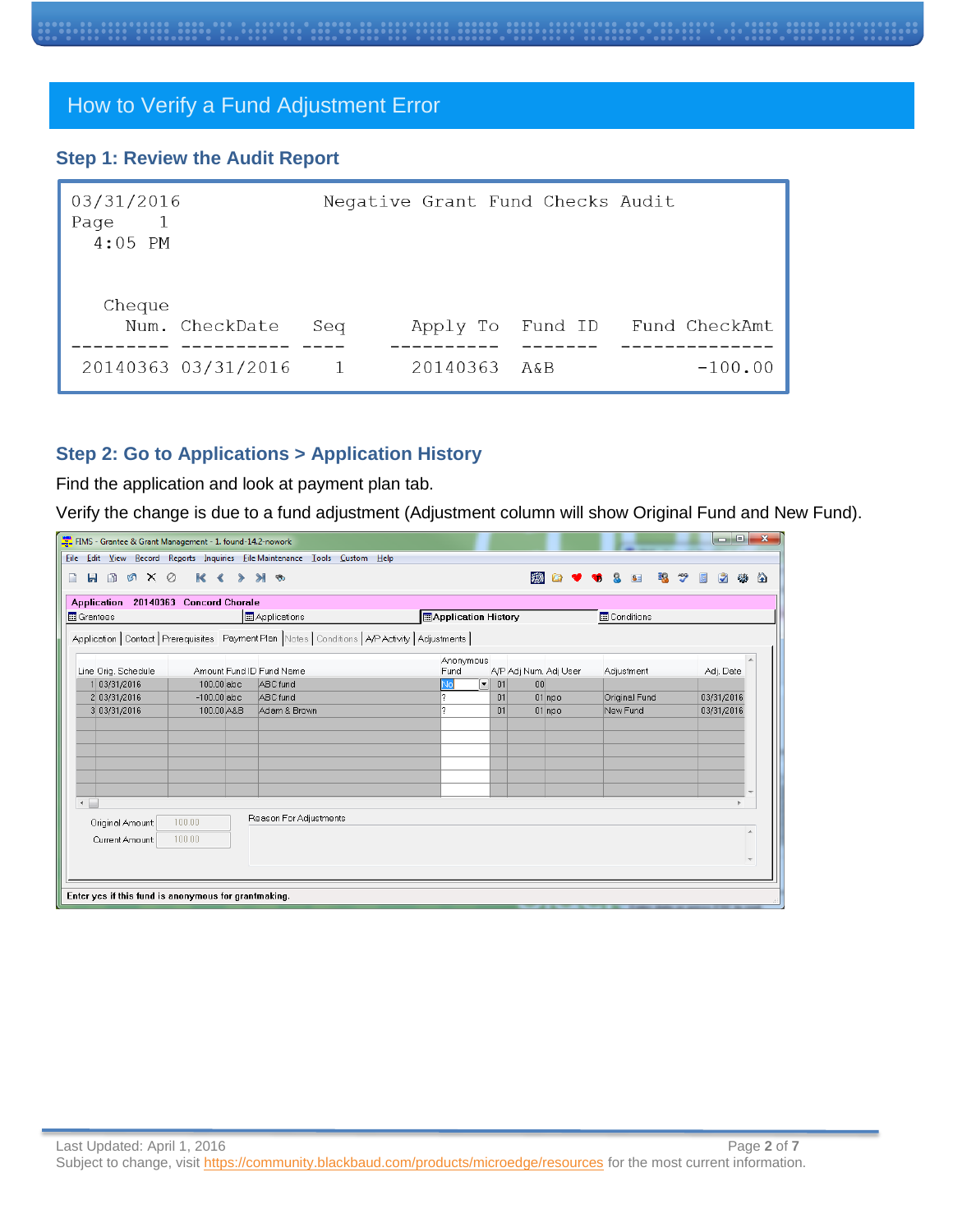## How to Verify a Fund Adjustment Error

### Step 1: Review the Audit Report

```
03/31/2016                Negative Grant Fund Checks Audit
Page     1
  4:05 PM


   Cheque
     Num.  CheckDate    Seq      Apply To   Fund ID    Fund CheckAmt
---------  ----------   ----    ----------  -------   ---------------
 20140363  03/31/2016     1      20140363   A&B               -100.00
```

### Step 2: Go to Applications > Application History

Find the application and look at payment plan tab.

Verify the change is due to a fund adjustment (Adjustment column will show Original Fund and New Fund).

FIMS - Grantee & Grant Management - 1. found-14.2-nowork

Application 20140363 Concord Chorale

| Line | Orig. Schedule | Amount | Fund ID | Fund Name | Anonymous Fund | A/P | Adj Num. | Adj User | Adjustment | Adj. Date |
|---|---|---|---|---|---|---|---|---|---|---|
| 1 | 03/31/2016 | 100.00 | abc | ABC fund | No | 01 | 00 | | | |
| 2 | 03/31/2016 | -100.00 | abc | ABC fund | ? | 01 | 01 | npo | Original Fund | 03/31/2016 |
| 3 | 03/31/2016 | 100.00 | A&B | Adam & Brown | ? | 01 | 01 | npo | New Fund | 03/31/2016 |

Original Amount: 100.00
Current Amount: 100.00
Reason For Adjustments

Enter yes if this fund is anonymous for grantmaking.

Last Updated: April 1, 2016

Subject to change, visit https://community.blackbaud.com/products/microedge/resources for the most current information.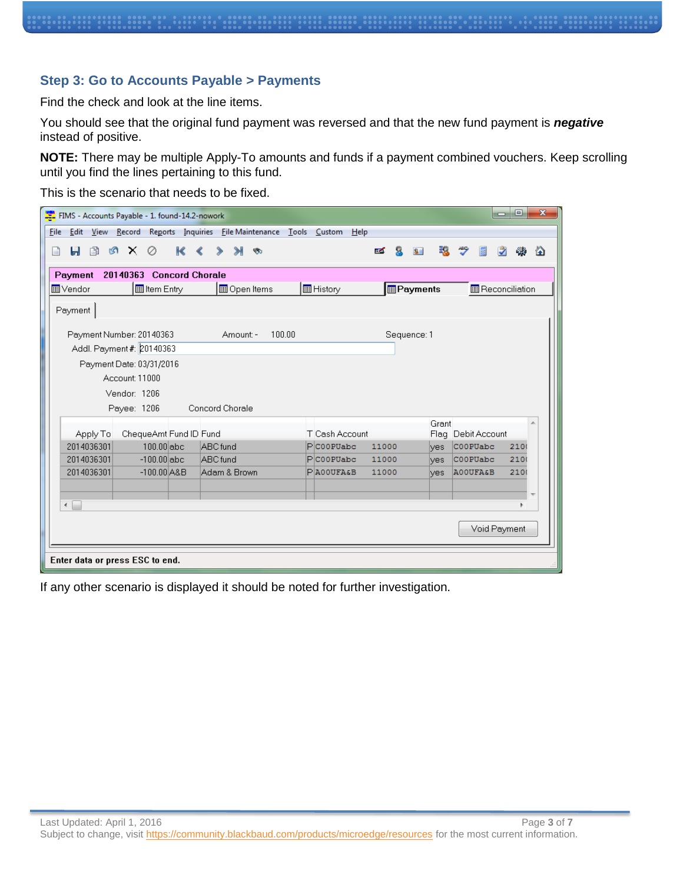## Step 3: Go to Accounts Payable > Payments

Find the check and look at the line items.

You should see that the original fund payment was reversed and that the new fund payment is ***negative*** instead of positive.

**NOTE:** There may be multiple Apply-To amounts and funds if a payment combined vouchers. Keep scrolling until you find the lines pertaining to this fund.

This is the scenario that needs to be fixed.

FIMS - Accounts Payable - 1. found-14.2-nowork

File Edit View Record Reports Inquiries File Maintenance Tools Custom Help

**Payment 20140363 Concord Chorale**

Vendor | Item Entry | Open Items | History | **Payments** | Reconciliation

Payment

Payment Number: 20140363    Amount: - 100.00    Sequence: 1

Addl. Payment #: 20140363

Payment Date: 03/31/2016

Account: 11000

Vendor: 1206

Payee: 1206    Concord Chorale

| Apply To | ChequeAmt | Fund ID | Fund | T | Cash Account | | Grant Flag | Debit Account | |
|---|---|---|---|---|---|---|---|---|---|
| 2014036301 | 100.00 | abc | ABC fund | P | C00PUabc | 11000 | yes | C00PUabc | 210 |
| 2014036301 | -100.00 | abc | ABC fund | P | C00PUabc | 11000 | yes | C00PUabc | 210 |
| 2014036301 | -100.00 | A&B | Adam & Brown | P | A00UFA&B | 11000 | yes | A00UFA&B | 210 |

Void Payment

Enter data or press ESC to end.

If any other scenario is displayed it should be noted for further investigation.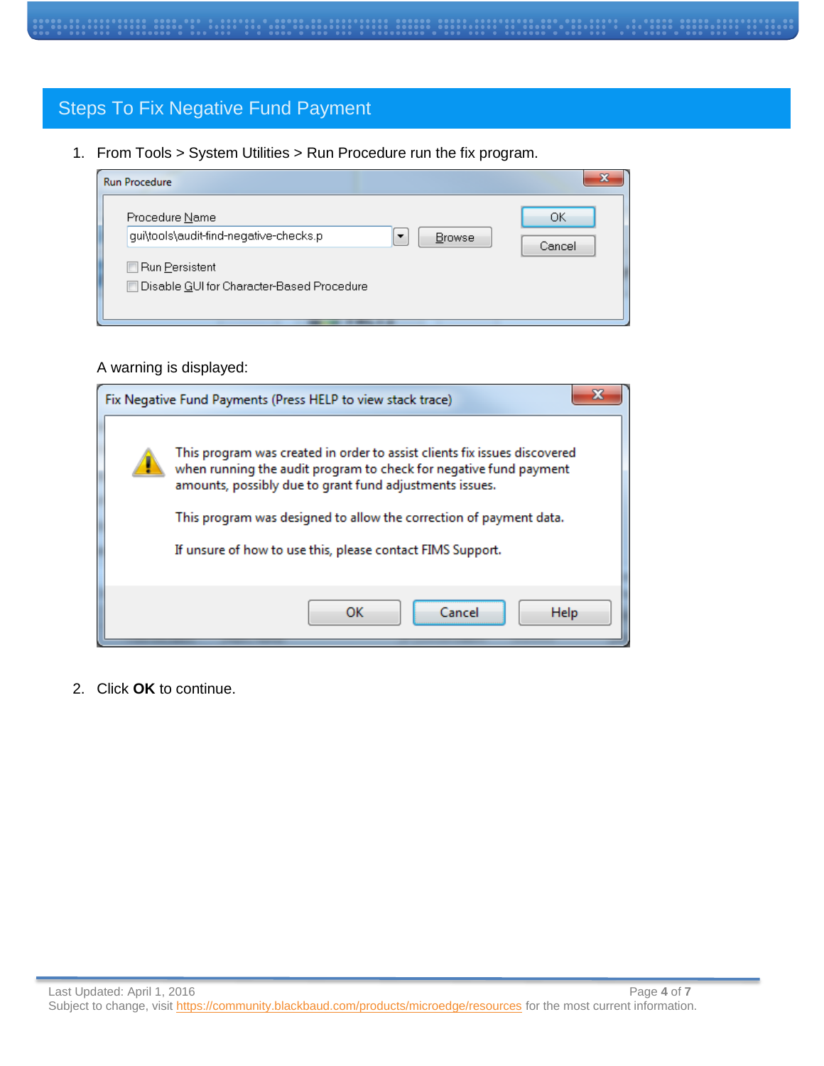## Steps To Fix Negative Fund Payment

1. From Tools > System Utilities > Run Procedure run the fix program.

   A warning is displayed:

2. Click **OK** to continue.

Last Updated: April 1, 2016

Subject to change, visit https://community.blackbaud.com/products/microedge/resources for the most current information.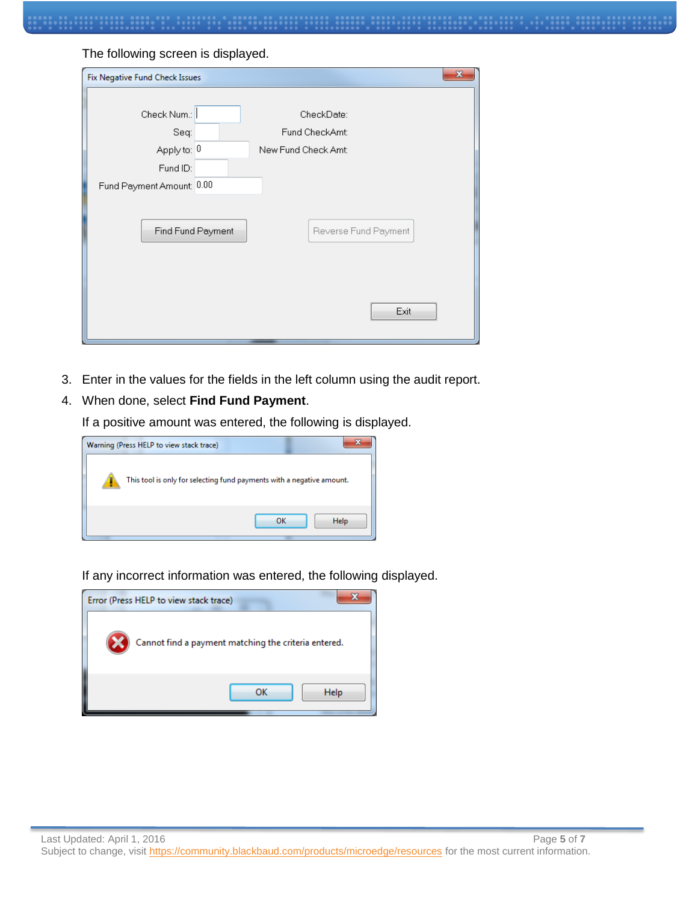The following screen is displayed.

3. Enter in the values for the fields in the left column using the audit report.
4. When done, select **Find Fund Payment**.

   If a positive amount was entered, the following is displayed.

   If any incorrect information was entered, the following displayed.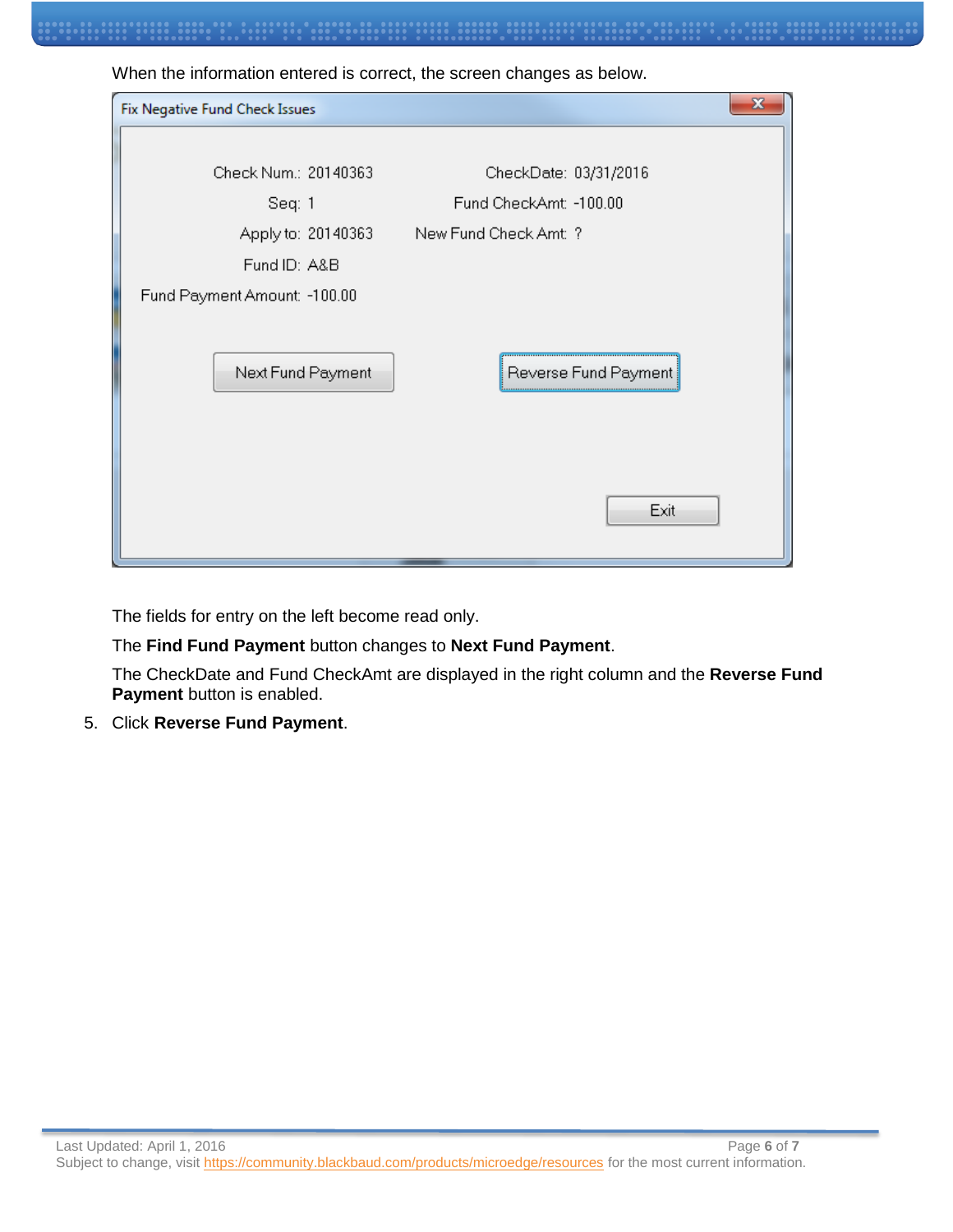When the information entered is correct, the screen changes as below.

The fields for entry on the left become read only.

The **Find Fund Payment** button changes to **Next Fund Payment**.

The CheckDate and Fund CheckAmt are displayed in the right column and the **Reverse Fund Payment** button is enabled.

5. Click **Reverse Fund Payment**.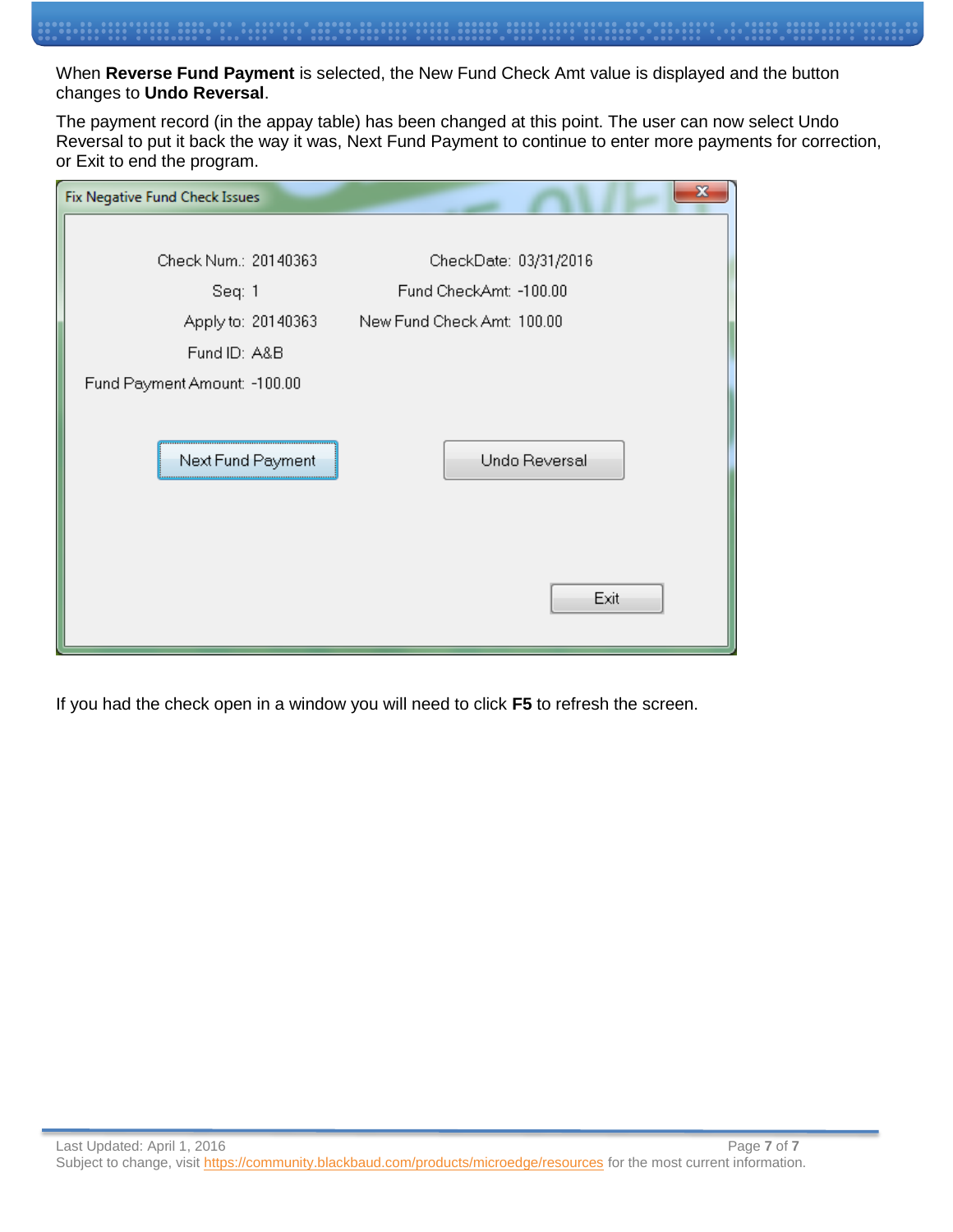When **Reverse Fund Payment** is selected, the New Fund Check Amt value is displayed and the button changes to **Undo Reversal**.

The payment record (in the appay table) has been changed at this point. The user can now select Undo Reversal to put it back the way it was, Next Fund Payment to continue to enter more payments for correction, or Exit to end the program.

Fix Negative Fund Check Issues

Check Num.: 20140363

CheckDate: 03/31/2016

Seq: 1

Fund CheckAmt: -100.00

Apply to: 20140363

New Fund Check Amt: 100.00

Fund ID: A&B

Fund Payment Amount: -100.00

Next Fund Payment

Undo Reversal

Exit

If you had the check open in a window you will need to click **F5** to refresh the screen.